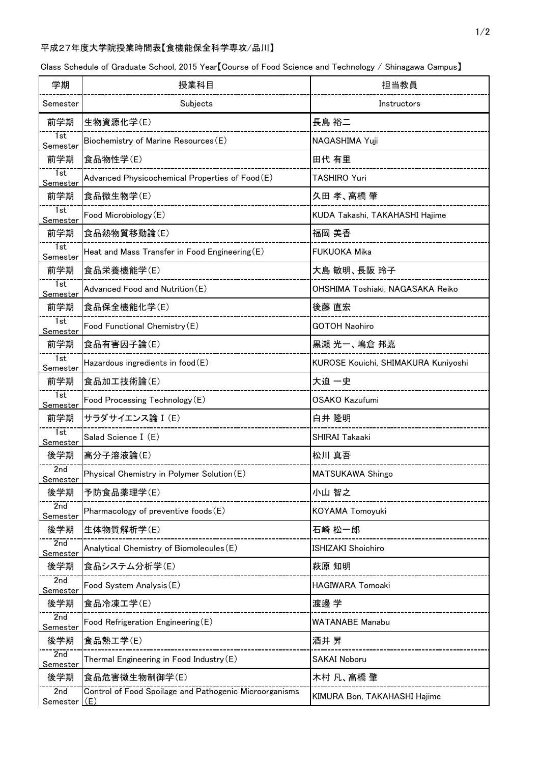平成27年度大学院授業時間表【食機能保全科学専攻/品川】

Class Schedule of Graduate School, 2015 Year【Course of Food Science and Technology / Shinagawa Campus】

| 学期<br>Semester | 授業科目<br>Subjects | 担当教員<br>Instructors |
|---|---|---|
| 前学期<br>1st Semester | 生物資源化学(E)<br>Biochemistry of Marine Resources(E) | 長島 裕二<br>NAGASHIMA Yuji |
| 前学期<br>1st Semester | 食品物性学(E)<br>Advanced Physicochemical Properties of Food(E) | 田代 有里<br>TASHIRO Yuri |
| 前学期<br>1st Semester | 食品微生物学(E)<br>Food Microbiology(E) | 久田 孝、高橋 肇<br>KUDA Takashi, TAKAHASHI Hajime |
| 前学期<br>1st Semester | 食品熱物質移動論(E)<br>Heat and Mass Transfer in Food Engineering(E) | 福岡 美香<br>FUKUOKA Mika |
| 前学期<br>1st Semester | 食品栄養機能学(E)<br>Advanced Food and Nutrition(E) | 大島 敏明、長阪 玲子<br>OHSHIMA Toshiaki, NAGASAKA Reiko |
| 前学期<br>1st Semester | 食品保全機能化学(E)<br>Food Functional Chemistry(E) | 後藤 直宏<br>GOTOH Naohiro |
| 前学期<br>1st Semester | 食品有害因子論(E)<br>Hazardous ingredients in food(E) | 黒瀬 光一、嶋倉 邦嘉<br>KUROSE Kouichi, SHIMAKURA Kuniyoshi |
| 前学期<br>1st Semester | 食品加工技術論(E)<br>Food Processing Technology(E) | 大迫 一史<br>OSAKO Kazufumi |
| 前学期<br>1st Semester | サラダサイエンス論Ⅰ(E)<br>Salad Science Ⅰ(E) | 白井 隆明<br>SHIRAI Takaaki |
| 後学期<br>2nd Semester | 高分子溶液論(E)<br>Physical Chemistry in Polymer Solution(E) | 松川 真吾<br>MATSUKAWA Shingo |
| 後学期<br>2nd Semester | 予防食品薬理学(E)<br>Pharmacology of preventive foods(E) | 小山 智之<br>KOYAMA Tomoyuki |
| 後学期<br>2nd Semester | 生体物質解析学(E)<br>Analytical Chemistry of Biomolecules(E) | 石崎 松一郎<br>ISHIZAKI Shoichiro |
| 後学期<br>2nd Semester | 食品システム分析学(E)<br>Food System Analysis(E) | 萩原 知明<br>HAGIWARA Tomoaki |
| 後学期<br>2nd Semester | 食品冷凍工学(E)<br>Food Refrigeration Engineering(E) | 渡邊 学<br>WATANABE Manabu |
| 後学期<br>2nd Semester | 食品熱工学(E)<br>Thermal Engineering in Food Industry(E) | 酒井 昇<br>SAKAI Noboru |
| 後学期<br>2nd Semester | 食品危害微生物制御学(E)<br>Control of Food Spoilage and Pathogenic Microorganisms(E) | 木村 凡、高橋 肇<br>KIMURA Bon, TAKAHASHI Hajime |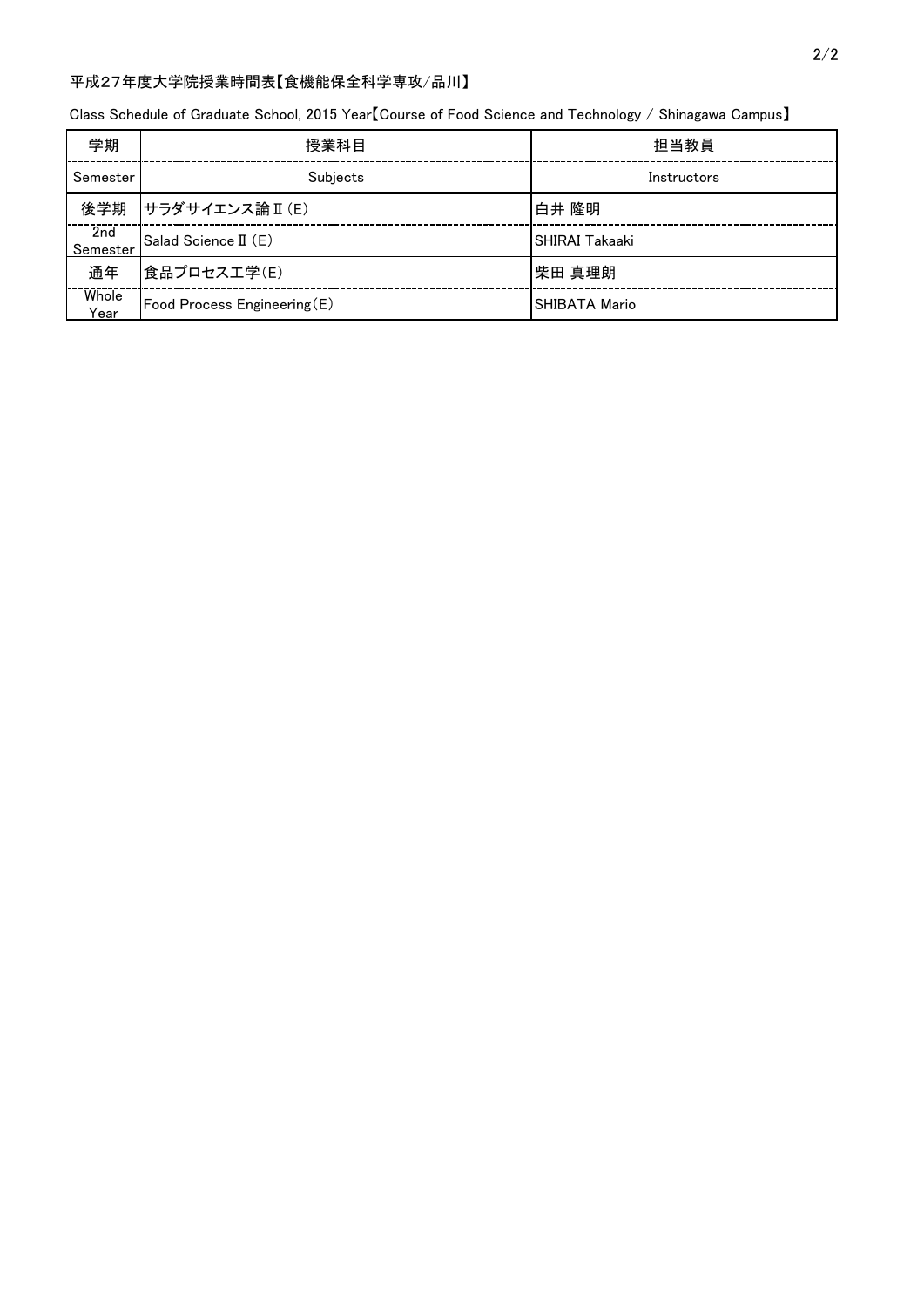平成27年度大学院授業時間表【食機能保全科学専攻/品川】

Class Schedule of Graduate School, 2015 Year【Course of Food Science and Technology / Shinagawa Campus】

| 学期<br>Semester | 授業科目<br>Subjects | 担当教員<br>Instructors |
|---|---|---|
| 後学期<br>2nd Semester | サラダサイエンス論Ⅱ(E)<br>Salad Science Ⅱ (E) | 白井 隆明<br>SHIRAI Takaaki |
| 通年<br>Whole Year | 食品プロセス工学(E)<br>Food Process Engineering(E) | 柴田 真理朗<br>SHIBATA Mario |